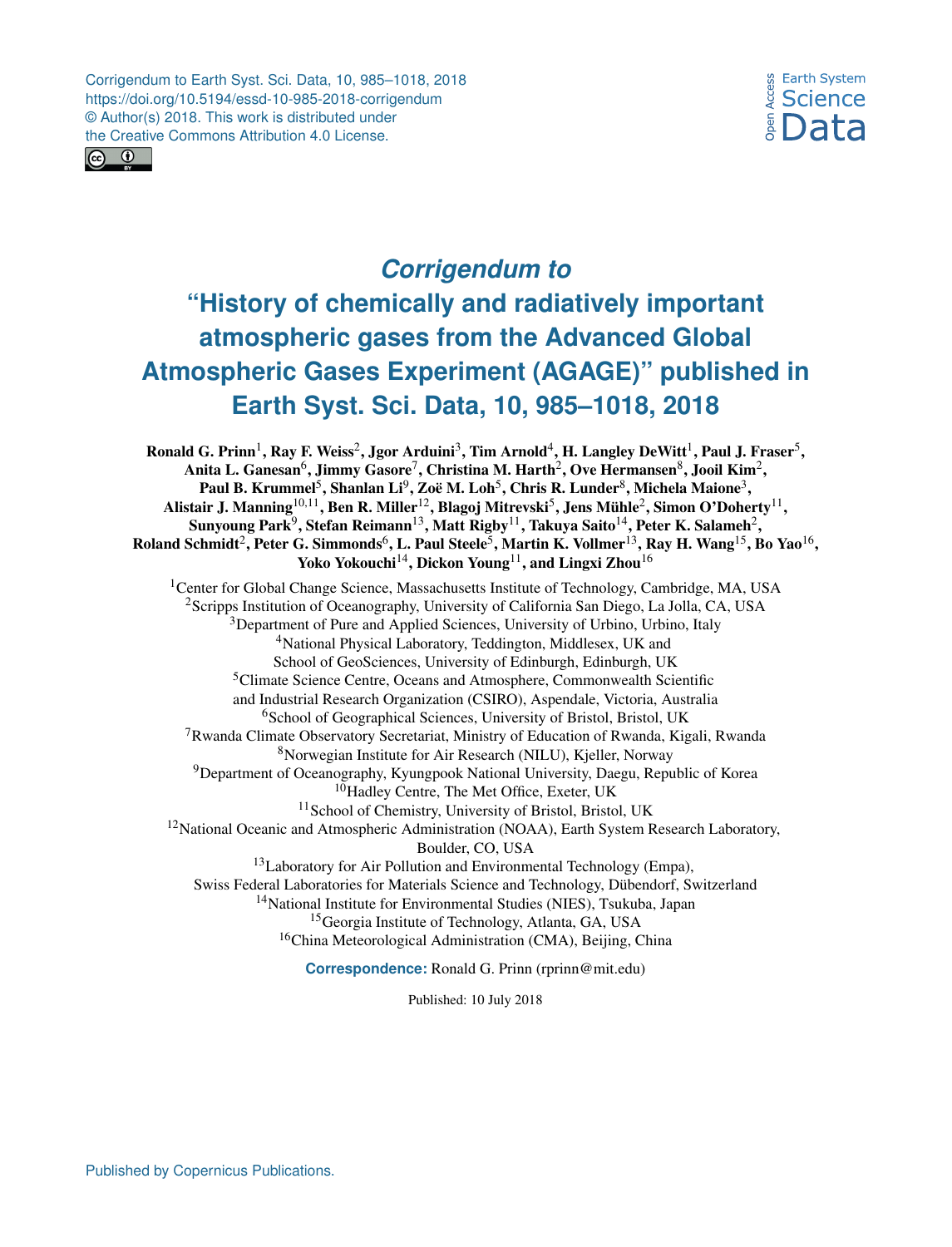Corrigendum to Earth Syst. Sci. Data, 10, 985–1018, 2018
https://doi.org/10.5194/essd-10-985-2018-corrigendum
© Author(s) 2018. This work is distributed under
the Creative Commons Attribution 4.0 License.

# *Corrigendum to* "History of chemically and radiatively important atmospheric gases from the Advanced Global Atmospheric Gases Experiment (AGAGE)" published in Earth Syst. Sci. Data, 10, 985–1018, 2018

**Ronald G. Prinn[1], Ray F. Weiss[2], Jgor Arduini[3], Tim Arnold[4], H. Langley DeWitt[1], Paul J. Fraser[5], Anita L. Ganesan[6], Jimmy Gasore[7], Christina M. Harth[2], Ove Hermansen[8], Jooil Kim[2], Paul B. Krummel[5], Shanlan Li[9], Zoë M. Loh[5], Chris R. Lunder[8], Michela Maione[3], Alistair J. Manning[10,11], Ben R. Miller[12], Blagoj Mitrevski[5], Jens Mühle[2], Simon O'Doherty[11], Sunyoung Park[9], Stefan Reimann[13], Matt Rigby[11], Takuya Saito[14], Peter K. Salameh[2], Roland Schmidt[2], Peter G. Simmonds[6], L. Paul Steele[5], Martin K. Vollmer[13], Ray H. Wang[15], Bo Yao[16], Yoko Yokouchi[14], Dickon Young[11], and Lingxi Zhou[16]**

[1]Center for Global Change Science, Massachusetts Institute of Technology, Cambridge, MA, USA
[2]Scripps Institution of Oceanography, University of California San Diego, La Jolla, CA, USA
[3]Department of Pure and Applied Sciences, University of Urbino, Urbino, Italy
[4]National Physical Laboratory, Teddington, Middlesex, UK and School of GeoSciences, University of Edinburgh, Edinburgh, UK
[5]Climate Science Centre, Oceans and Atmosphere, Commonwealth Scientific and Industrial Research Organization (CSIRO), Aspendale, Victoria, Australia
[6]School of Geographical Sciences, University of Bristol, Bristol, UK
[7]Rwanda Climate Observatory Secretariat, Ministry of Education of Rwanda, Kigali, Rwanda
[8]Norwegian Institute for Air Research (NILU), Kjeller, Norway
[9]Department of Oceanography, Kyungpook National University, Daegu, Republic of Korea
[10]Hadley Centre, The Met Office, Exeter, UK
[11]School of Chemistry, University of Bristol, Bristol, UK
[12]National Oceanic and Atmospheric Administration (NOAA), Earth System Research Laboratory, Boulder, CO, USA
[13]Laboratory for Air Pollution and Environmental Technology (Empa), Swiss Federal Laboratories for Materials Science and Technology, Dübendorf, Switzerland
[14]National Institute for Environmental Studies (NIES), Tsukuba, Japan
[15]Georgia Institute of Technology, Atlanta, GA, USA
[16]China Meteorological Administration (CMA), Beijing, China

**Correspondence:** Ronald G. Prinn (rprinn@mit.edu)

Published: 10 July 2018

Published by Copernicus Publications.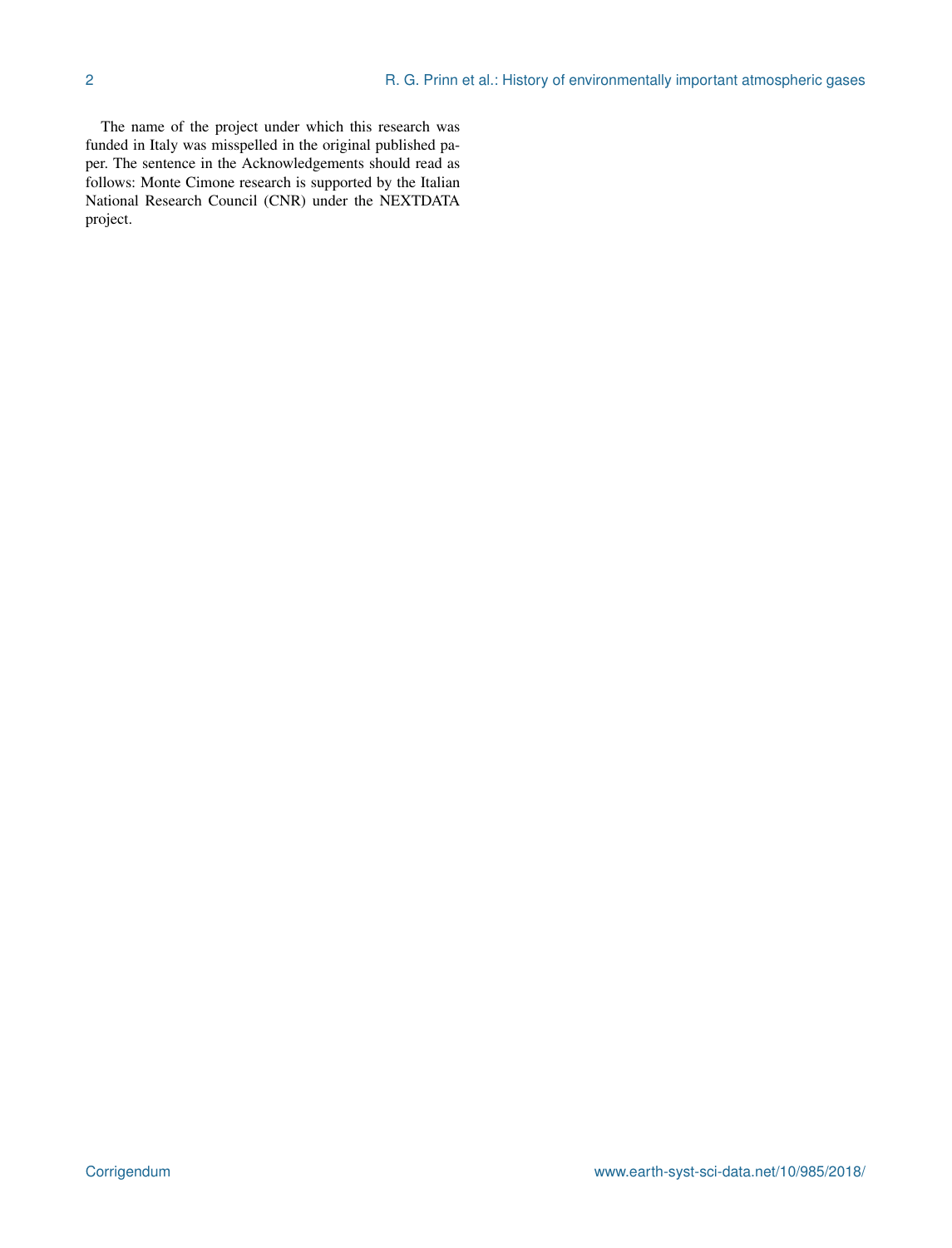The name of the project under which this research was funded in Italy was misspelled in the original published paper. The sentence in the Acknowledgements should read as follows: Monte Cimone research is supported by the Italian National Research Council (CNR) under the NEXTDATA project.